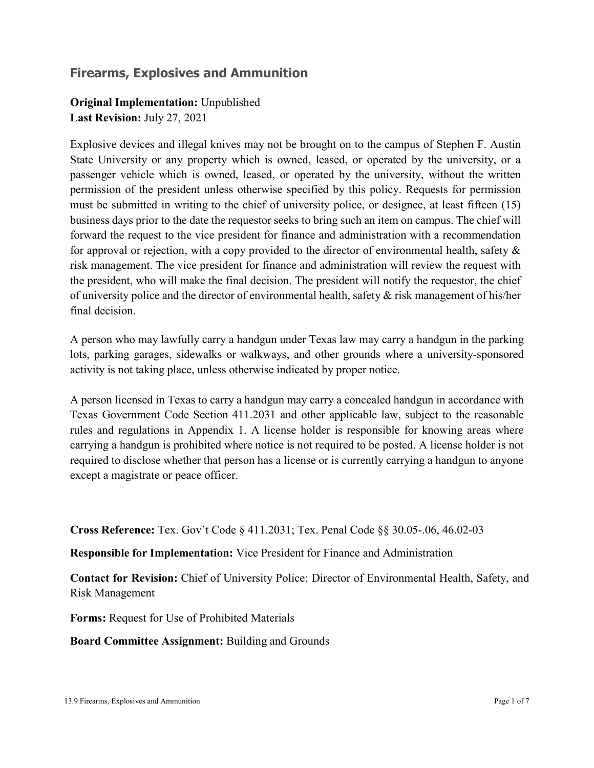## Firearms, Explosives and Ammunition

**Original Implementation:** Unpublished
**Last Revision:** July 27, 2021

Explosive devices and illegal knives may not be brought on to the campus of Stephen F. Austin State University or any property which is owned, leased, or operated by the university, or a passenger vehicle which is owned, leased, or operated by the university, without the written permission of the president unless otherwise specified by this policy. Requests for permission must be submitted in writing to the chief of university police, or designee, at least fifteen (15) business days prior to the date the requestor seeks to bring such an item on campus. The chief will forward the request to the vice president for finance and administration with a recommendation for approval or rejection, with a copy provided to the director of environmental health, safety & risk management. The vice president for finance and administration will review the request with the president, who will make the final decision. The president will notify the requestor, the chief of university police and the director of environmental health, safety & risk management of his/her final decision.

A person who may lawfully carry a handgun under Texas law may carry a handgun in the parking lots, parking garages, sidewalks or walkways, and other grounds where a university-sponsored activity is not taking place, unless otherwise indicated by proper notice.

A person licensed in Texas to carry a handgun may carry a concealed handgun in accordance with Texas Government Code Section 411.2031 and other applicable law, subject to the reasonable rules and regulations in Appendix 1. A license holder is responsible for knowing areas where carrying a handgun is prohibited where notice is not required to be posted. A license holder is not required to disclose whether that person has a license or is currently carrying a handgun to anyone except a magistrate or peace officer.

**Cross Reference:** Tex. Gov't Code § 411.2031; Tex. Penal Code §§ 30.05-.06, 46.02-03

**Responsible for Implementation:** Vice President for Finance and Administration

**Contact for Revision:** Chief of University Police; Director of Environmental Health, Safety, and Risk Management

**Forms:** Request for Use of Prohibited Materials

**Board Committee Assignment:** Building and Grounds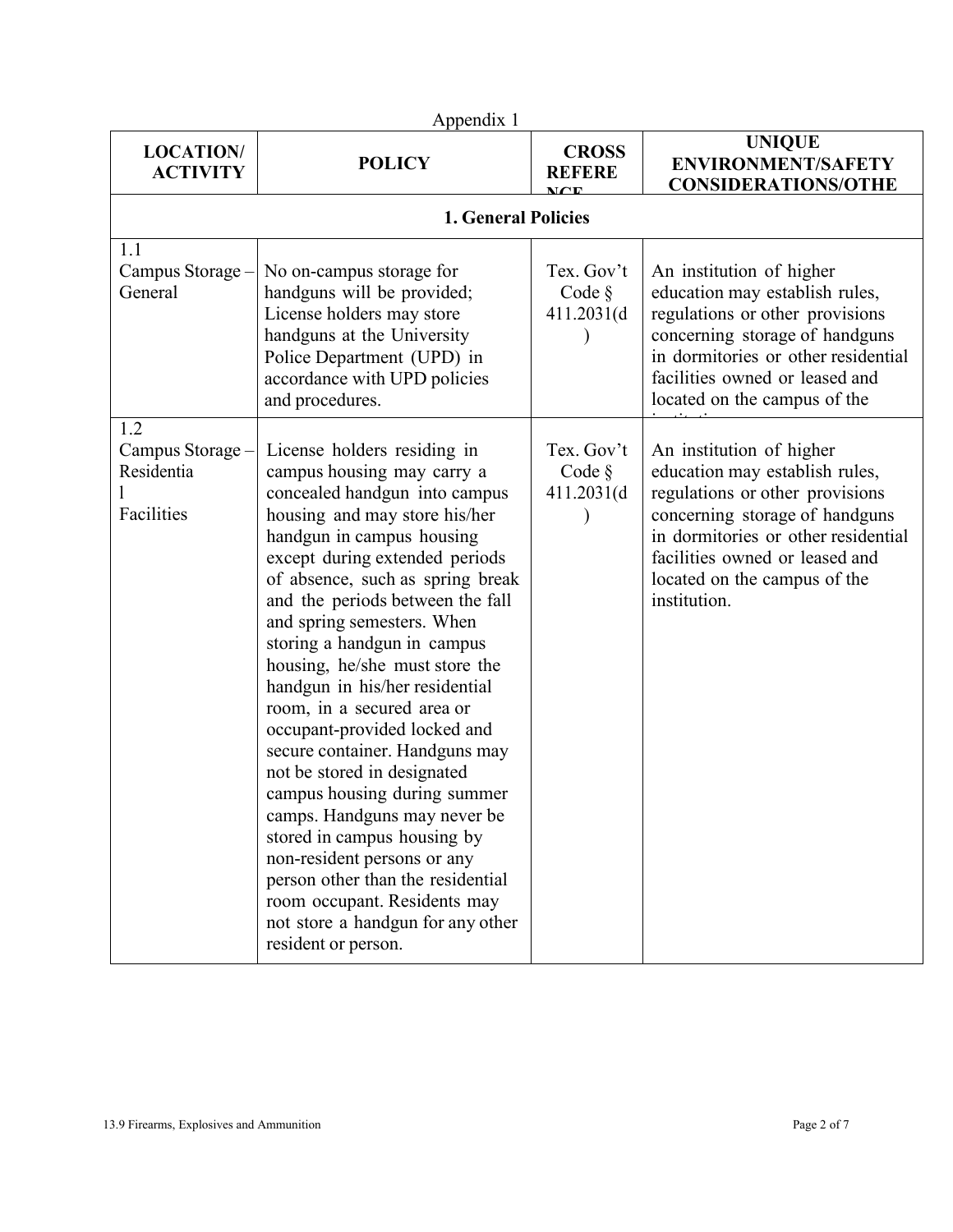Appendix 1

| LOCATION/ ACTIVITY | POLICY | CROSS REFERENCE | UNIQUE ENVIRONMENT/SAFETY CONSIDERATIONS/OTHER |
|---|---|---|---|
| **1. General Policies** | | | |
| 1.1 Campus Storage – General | No on-campus storage for handguns will be provided; License holders may store handguns at the University Police Department (UPD) in accordance with UPD policies and procedures. | Tex. Gov't Code § 411.2031(d) | An institution of higher education may establish rules, regulations or other provisions concerning storage of handguns in dormitories or other residential facilities owned or leased and located on the campus of the institution. |
| 1.2 Campus Storage – Residential Facilities | License holders residing in campus housing may carry a concealed handgun into campus housing and may store his/her handgun in campus housing except during extended periods of absence, such as spring break and the periods between the fall and spring semesters. When storing a handgun in campus housing, he/she must store the handgun in his/her residential room, in a secured area or occupant-provided locked and secure container. Handguns may not be stored in designated campus housing during summer camps. Handguns may never be stored in campus housing by non-resident persons or any person other than the residential room occupant. Residents may not store a handgun for any other resident or person. | Tex. Gov't Code § 411.2031(d) | An institution of higher education may establish rules, regulations or other provisions concerning storage of handguns in dormitories or other residential facilities owned or leased and located on the campus of the institution. |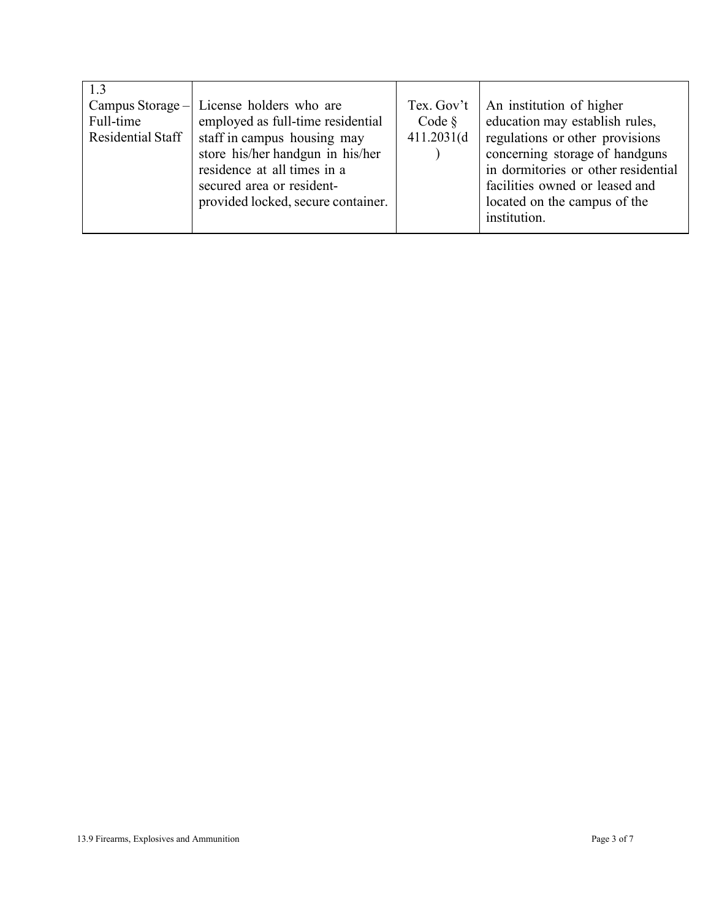| 1.3 Campus Storage – Full-time Residential Staff | License holders who are employed as full-time residential staff in campus housing may store his/her handgun in his/her residence at all times in a secured area or resident-provided locked, secure container. | Tex. Gov't Code § 411.2031(d) | An institution of higher education may establish rules, regulations or other provisions concerning storage of handguns in dormitories or other residential facilities owned or leased and located on the campus of the institution. |
|---|---|---|---|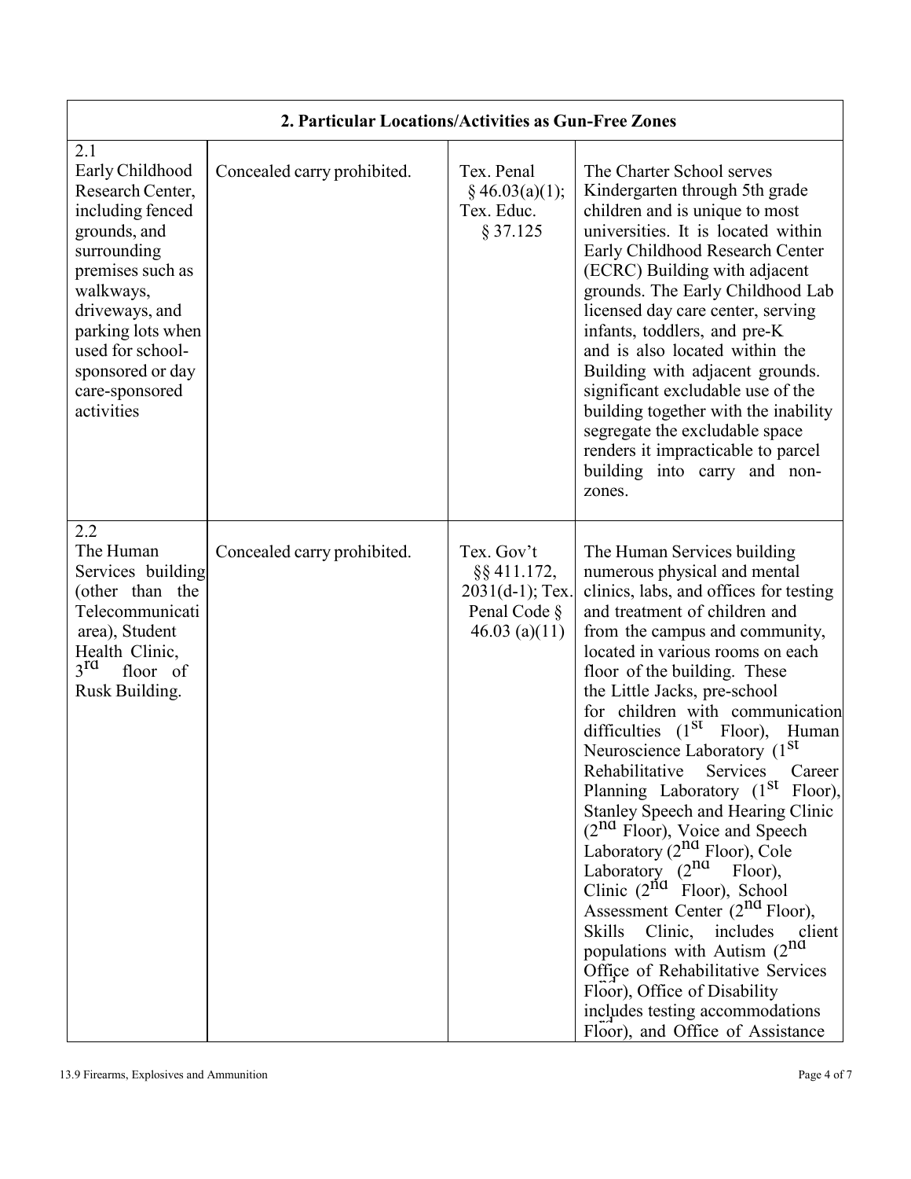| 2. Particular Locations/Activities as Gun-Free Zones | | | |
|---|---|---|---|
| 2.1 Early Childhood Research Center, including fenced grounds, and surrounding premises such as walkways, driveways, and parking lots when used for school-sponsored or day care-sponsored activities | Concealed carry prohibited. | Tex. Penal § 46.03(a)(1); Tex. Educ. § 37.125 | The Charter School serves Kindergarten through 5th grade children and is unique to most universities. It is located within Early Childhood Research Center (ECRC) Building with adjacent grounds. The Early Childhood Lab licensed day care center, serving infants, toddlers, and pre-K and is also located within the Building with adjacent grounds. significant excludable use of the building together with the inability segregate the excludable space renders it impracticable to parcel building into carry and non-zones. |
| 2.2 The Human Services building (other than the Telecommunicati area), Student Health Clinic, 3rd floor of Rusk Building. | Concealed carry prohibited. | Tex. Gov't §§ 411.172, 2031(d-1); Tex. Penal Code § 46.03 (a)(11) | The Human Services building numerous physical and mental clinics, labs, and offices for testing and treatment of children and from the campus and community, located in various rooms on each floor of the building. These the Little Jacks, pre-school for children with communication difficulties (1st Floor), Human Neuroscience Laboratory (1st Rehabilitative Services Career Planning Laboratory (1st Floor), Stanley Speech and Hearing Clinic (2nd Floor), Voice and Speech Laboratory (2nd Floor), Cole Laboratory (2nd Floor), Clinic (2nd Floor), School Assessment Center (2nd Floor), Skills Clinic, includes client populations with Autism (2nd Office of Rehabilitative Services Floor), Office of Disability includes testing accommodations Floor), and Office of Assistance |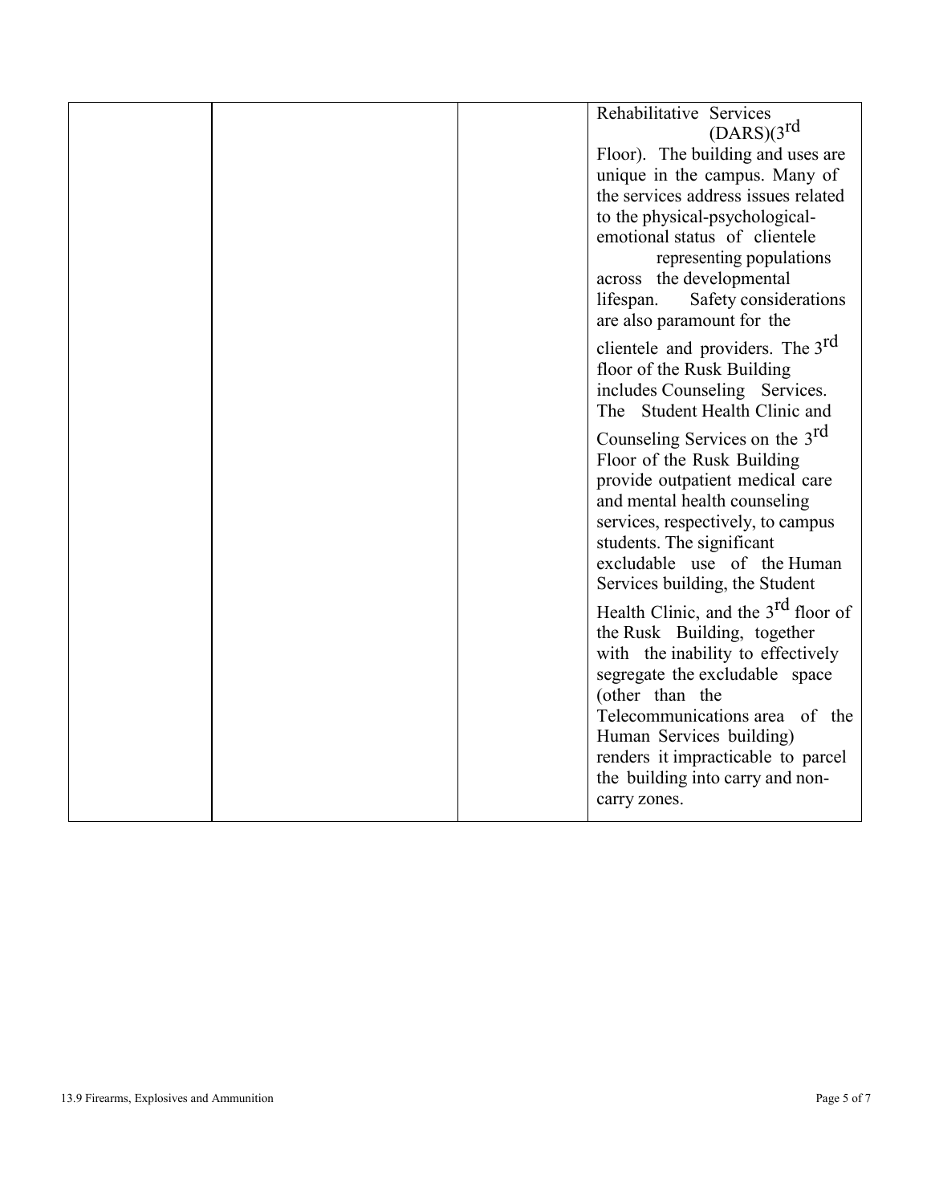| | | | |
|---|---|---|---|
| | | | Rehabilitative Services (DARS)(3rd Floor). The building and uses are unique in the campus. Many of the services address issues related to the physical-psychological-emotional status of clientele representing populations across the developmental lifespan. Safety considerations are also paramount for the clientele and providers. The 3rd floor of the Rusk Building includes Counseling Services. The Student Health Clinic and Counseling Services on the 3rd Floor of the Rusk Building provide outpatient medical care and mental health counseling services, respectively, to campus students. The significant excludable use of the Human Services building, the Student Health Clinic, and the 3rd floor of the Rusk Building, together with the inability to effectively segregate the excludable space (other than the Telecommunications area of the Human Services building) renders it impracticable to parcel the building into carry and non-carry zones. |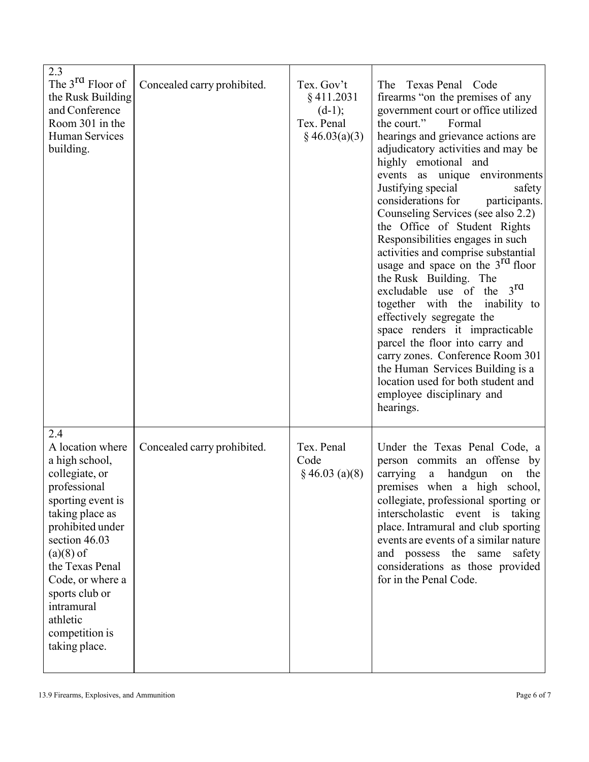| 2.3 The 3rd Floor of the Rusk Building and Conference Room 301 in the Human Services building. | Concealed carry prohibited. | Tex. Gov't § 411.2031 (d-1); Tex. Penal § 46.03(a)(3) | The Texas Penal Code firearms "on the premises of any government court or office utilized the court." Formal hearings and grievance actions are adjudicatory activities and may be highly emotional and events as unique environments Justifying special safety considerations for participants. Counseling Services (see also 2.2) the Office of Student Rights Responsibilities engages in such activities and comprise substantial usage and space on the 3rd floor the Rusk Building. The excludable use of the 3rd together with the inability to effectively segregate the space renders it impracticable parcel the floor into carry and carry zones. Conference Room 301 the Human Services Building is a location used for both student and employee disciplinary and hearings. |
|---|---|---|---|
| 2.4 A location where a high school, collegiate, or professional sporting event is taking place as prohibited under section 46.03 (a)(8) of the Texas Penal Code, or where a sports club or intramural athletic competition is taking place. | Concealed carry prohibited. | Tex. Penal Code § 46.03 (a)(8) | Under the Texas Penal Code, a person commits an offense by carrying a handgun on the premises when a high school, collegiate, professional sporting or interscholastic event is taking place. Intramural and club sporting events are events of a similar nature and possess the same safety considerations as those provided for in the Penal Code. |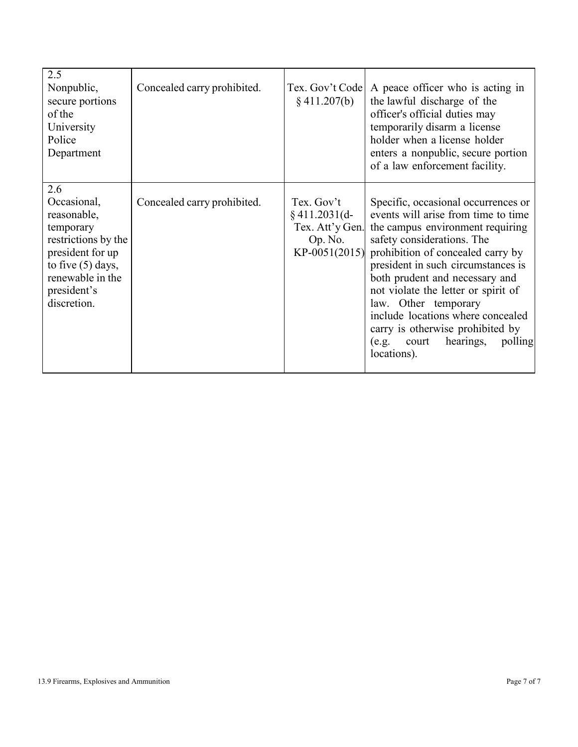| | | | |
|---|---|---|---|
| 2.5 Nonpublic, secure portions of the University Police Department | Concealed carry prohibited. | Tex. Gov't Code § 411.207(b) | A peace officer who is acting in the lawful discharge of the officer's official duties may temporarily disarm a license holder when a license holder enters a nonpublic, secure portion of a law enforcement facility. |
| 2.6 Occasional, reasonable, temporary restrictions by the president for up to five (5) days, renewable in the president's discretion. | Concealed carry prohibited. | Tex. Gov't § 411.2031(d- Tex. Att'y Gen. Op. No. KP-0051(2015) | Specific, occasional occurrences or events will arise from time to time the campus environment requiring safety considerations. The prohibition of concealed carry by president in such circumstances is both prudent and necessary and not violate the letter or spirit of law. Other temporary include locations where concealed carry is otherwise prohibited by (e.g. court hearings, polling locations). |